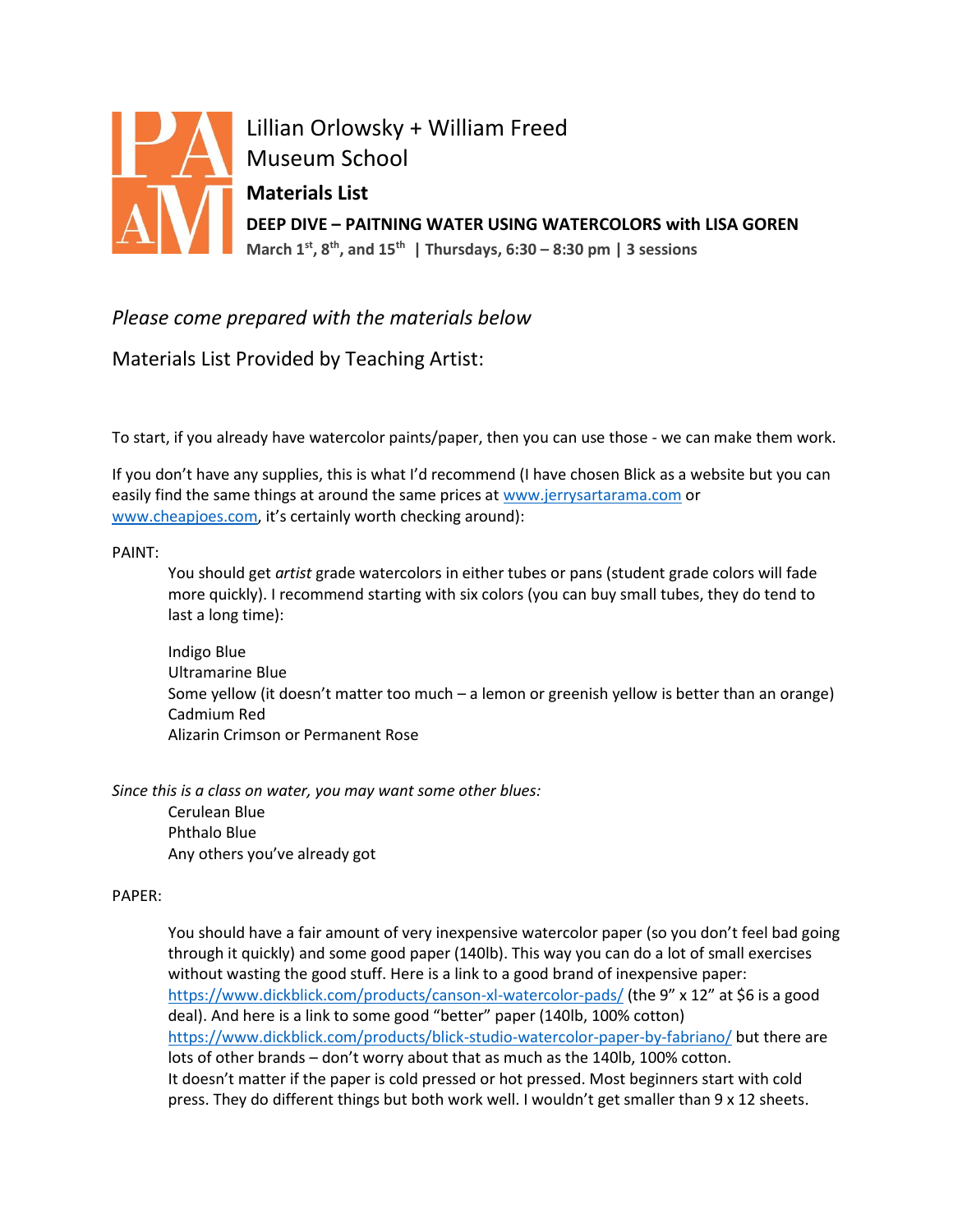PAM

Lillian Orlowsky + William Freed
Museum School

**Materials List**

**DEEP DIVE – PAITNING WATER USING WATERCOLORS with LISA GOREN**

**March 1st, 8th, and 15th | Thursdays, 6:30 – 8:30 pm | 3 sessions**

*Please come prepared with the materials below*

Materials List Provided by Teaching Artist:

To start, if you already have watercolor paints/paper, then you can use those - we can make them work.

If you don't have any supplies, this is what I'd recommend (I have chosen Blick as a website but you can easily find the same things at around the same prices at www.jerrysartarama.com or www.cheapjoes.com, it's certainly worth checking around):

PAINT:

You should get *artist* grade watercolors in either tubes or pans (student grade colors will fade more quickly). I recommend starting with six colors (you can buy small tubes, they do tend to last a long time):

Indigo Blue
Ultramarine Blue
Some yellow (it doesn't matter too much – a lemon or greenish yellow is better than an orange)
Cadmium Red
Alizarin Crimson or Permanent Rose

*Since this is a class on water, you may want some other blues:*

Cerulean Blue
Phthalo Blue
Any others you've already got

PAPER:

You should have a fair amount of very inexpensive watercolor paper (so you don't feel bad going through it quickly) and some good paper (140lb). This way you can do a lot of small exercises without wasting the good stuff. Here is a link to a good brand of inexpensive paper: https://www.dickblick.com/products/canson-xl-watercolor-pads/ (the 9" x 12" at $6 is a good deal). And here is a link to some good "better" paper (140lb, 100% cotton) https://www.dickblick.com/products/blick-studio-watercolor-paper-by-fabriano/ but there are lots of other brands – don't worry about that as much as the 140lb, 100% cotton.
It doesn't matter if the paper is cold pressed or hot pressed. Most beginners start with cold press. They do different things but both work well. I wouldn't get smaller than 9 x 12 sheets.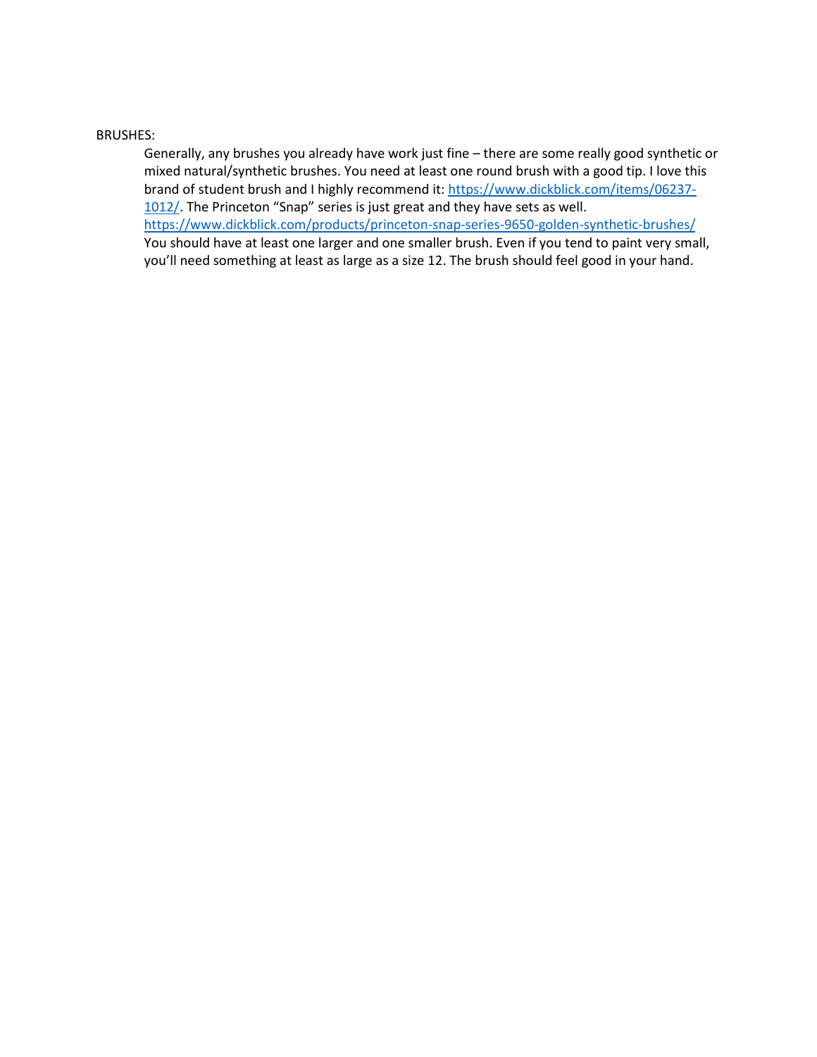BRUSHES:

Generally, any brushes you already have work just fine – there are some really good synthetic or mixed natural/synthetic brushes. You need at least one round brush with a good tip. I love this brand of student brush and I highly recommend it: https://www.dickblick.com/items/06237-1012/. The Princeton "Snap" series is just great and they have sets as well. https://www.dickblick.com/products/princeton-snap-series-9650-golden-synthetic-brushes/
You should have at least one larger and one smaller brush. Even if you tend to paint very small, you'll need something at least as large as a size 12. The brush should feel good in your hand.